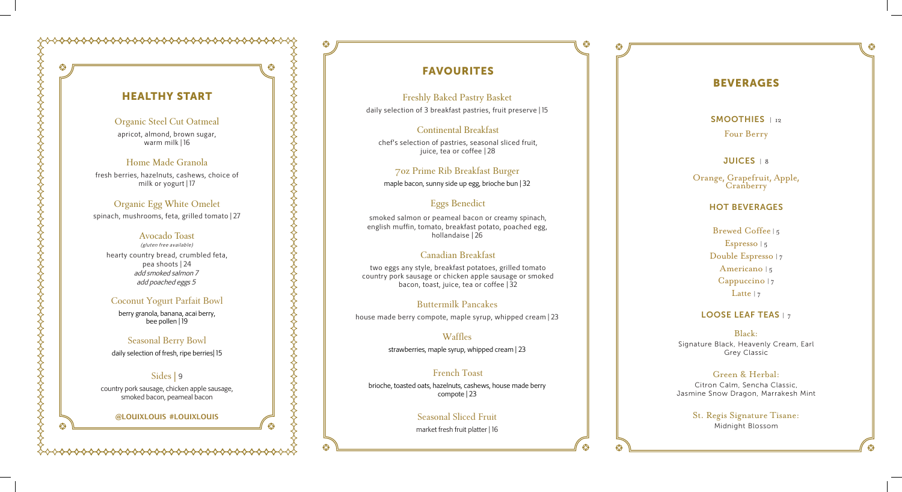## HEALTHY START

### Organic Steel Cut Oatmeal
apricot, almond, brown sugar, warm milk | 16

### Home Made Granola
fresh berries, hazelnuts, cashews, choice of milk or yogurt | 17

### Organic Egg White Omelet
spinach, mushrooms, feta, grilled tomato | 27

### Avocado Toast
*(gluten free available)*

hearty country bread, crumbled feta, pea shoots | 24

*add smoked salmon 7*

*add poached eggs 5*

### Coconut Yogurt Parfait Bowl
berry granola, banana, acai berry, bee pollen | 19

### Seasonal Berry Bowl
daily selection of fresh, ripe berries| 15

### Sides | 9
country pork sausage, chicken apple sausage, smoked bacon, peameal bacon

**@LOUIXLOUIS #LOUIXLOUIS**

## FAVOURITES

### Freshly Baked Pastry Basket
daily selection of 3 breakfast pastries, fruit preserve | 15

### Continental Breakfast
chef's selection of pastries, seasonal sliced fruit, juice, tea or coffee | 28

### 7oz Prime Rib Breakfast Burger
maple bacon, sunny side up egg, brioche bun | 32

### Eggs Benedict
smoked salmon or peameal bacon or creamy spinach, english muffin, tomato, breakfast potato, poached egg, hollandaise | 26

### Canadian Breakfast
two eggs any style, breakfast potatoes, grilled tomato country pork sausage or chicken apple sausage or smoked bacon, toast, juice, tea or coffee | 32

### Buttermilk Pancakes
house made berry compote, maple syrup, whipped cream | 23

### Waffles
strawberries, maple syrup, whipped cream | 23

### French Toast
brioche, toasted oats, hazelnuts, cashews, house made berry compote | 23

### Seasonal Sliced Fruit
market fresh fruit platter | 16

## BEVERAGES

### SMOOTHIES | 12
Four Berry

### JUICES | 8
Orange, Grapefruit, Apple, Cranberry

### HOT BEVERAGES
Brewed Coffee | 5

Espresso | 5

Double Espresso | 7

Americano | 5

Cappuccino | 7

Latte | 7

### LOOSE LEAF TEAS | 7
**Black:**
Signature Black, Heavenly Cream, Earl Grey Classic

**Green & Herbal:**
Citron Calm, Sencha Classic, Jasmine Snow Dragon, Marrakesh Mint

**St. Regis Signature Tisane:**
Midnight Blossom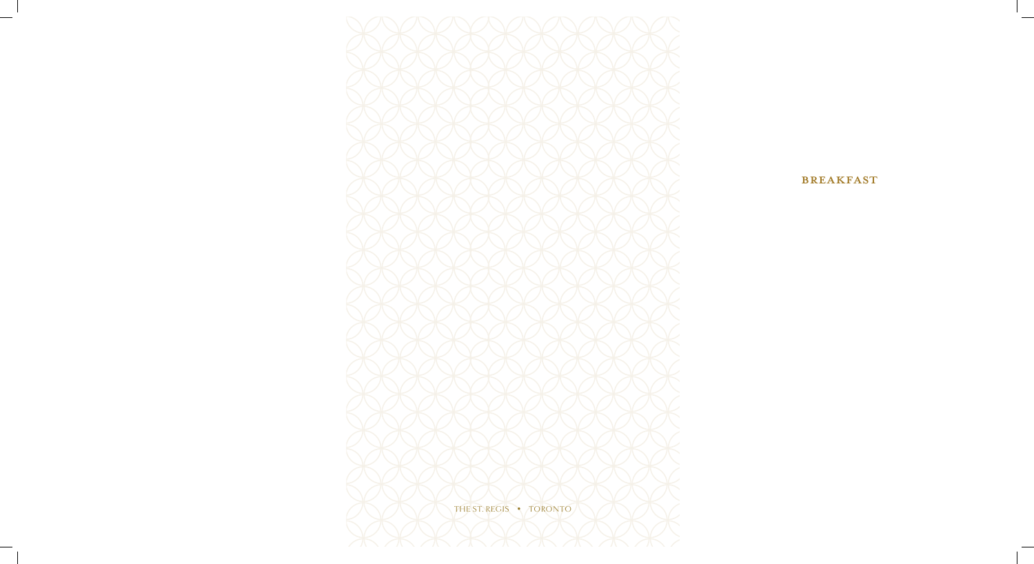THE ST. REGIS • TORONTO

# BREAKFAST